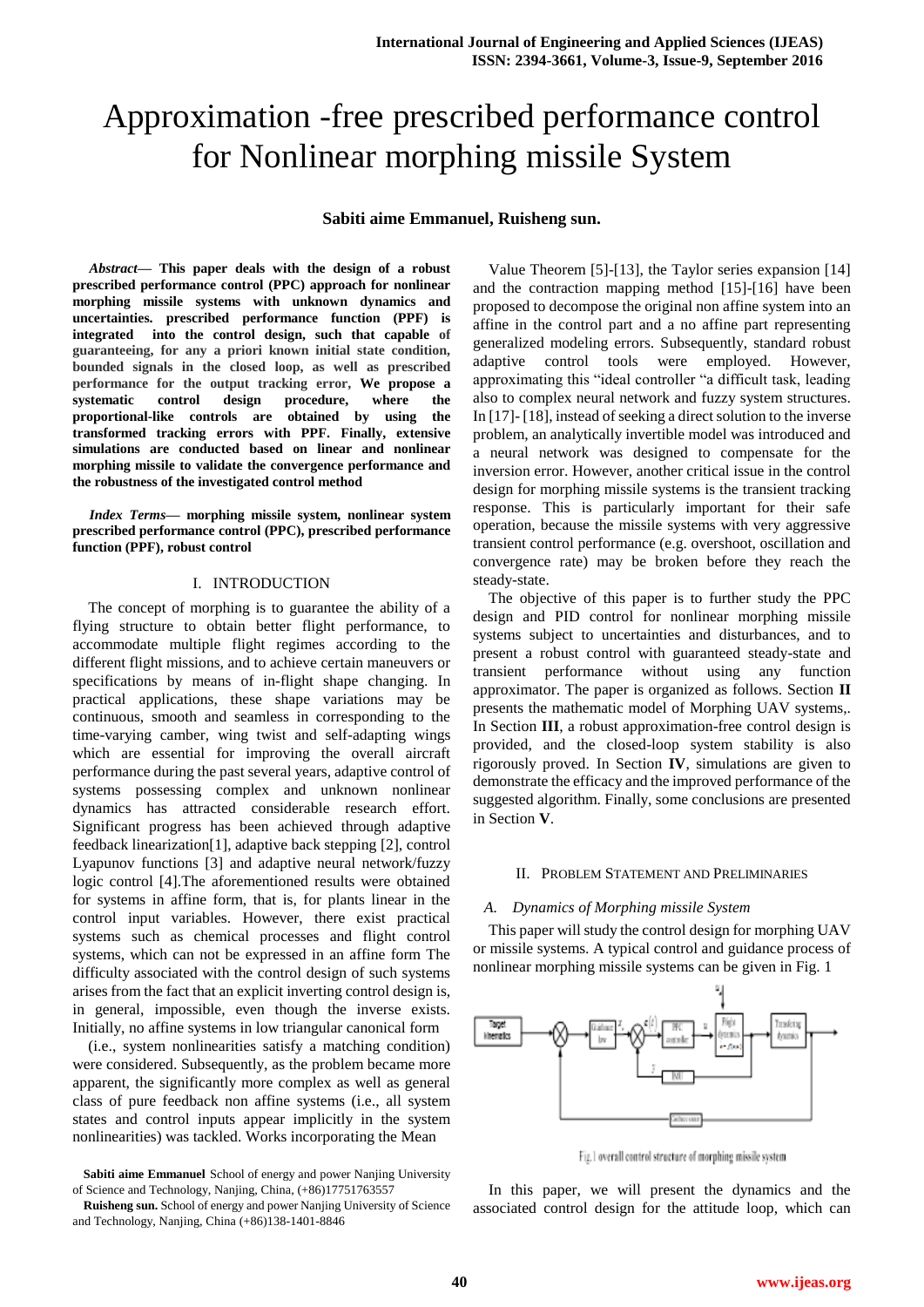# Approximation -free prescribed performance control for Nonlinear morphing missile System

**Sabiti aime Emmanuel, Ruisheng sun.**

***Abstract*— This paper deals with the design of a robust prescribed performance control (PPC) approach for nonlinear morphing missile systems with unknown dynamics and uncertainties. prescribed performance function (PPF) is integrated into the control design, such that capable of guaranteeing, for any a priori known initial state condition, bounded signals in the closed loop, as well as prescribed performance for the output tracking error, We propose a systematic control design procedure, where the proportional-like controls are obtained by using the transformed tracking errors with PPF. Finally, extensive simulations are conducted based on linear and nonlinear morphing missile to validate the convergence performance and the robustness of the investigated control method**

***Index Terms*— morphing missile system, nonlinear system prescribed performance control (PPC), prescribed performance function (PPF), robust control**

## I. INTRODUCTION

The concept of morphing is to guarantee the ability of a flying structure to obtain better flight performance, to accommodate multiple flight regimes according to the different flight missions, and to achieve certain maneuvers or specifications by means of in-flight shape changing. In practical applications, these shape variations may be continuous, smooth and seamless in corresponding to the time-varying camber, wing twist and self-adapting wings which are essential for improving the overall aircraft performance during the past several years, adaptive control of systems possessing complex and unknown nonlinear dynamics has attracted considerable research effort. Significant progress has been achieved through adaptive feedback linearization[1], adaptive back stepping [2], control Lyapunov functions [3] and adaptive neural network/fuzzy logic control [4].The aforementioned results were obtained for systems in affine form, that is, for plants linear in the control input variables. However, there exist practical systems such as chemical processes and flight control systems, which can not be expressed in an affine form The difficulty associated with the control design of such systems arises from the fact that an explicit inverting control design is, in general, impossible, even though the inverse exists. Initially, no affine systems in low triangular canonical form (i.e., system nonlinearities satisfy a matching condition) were considered. Subsequently, as the problem became more apparent, the significantly more complex as well as general class of pure feedback non affine systems (i.e., all system states and control inputs appear implicitly in the system nonlinearities) was tackled. Works incorporating the Mean Value Theorem [5]-[13], the Taylor series expansion [14] and the contraction mapping method [15]-[16] have been proposed to decompose the original non affine system into an affine in the control part and a no affine part representing generalized modeling errors. Subsequently, standard robust adaptive control tools were employed. However, approximating this "ideal controller "a difficult task, leading also to complex neural network and fuzzy system structures. In [17]- [18], instead of seeking a direct solution to the inverse problem, an analytically invertible model was introduced and a neural network was designed to compensate for the inversion error. However, another critical issue in the control design for morphing missile systems is the transient tracking response. This is particularly important for their safe operation, because the missile systems with very aggressive transient control performance (e.g. overshoot, oscillation and convergence rate) may be broken before they reach the steady-state.

The objective of this paper is to further study the PPC design and PID control for nonlinear morphing missile systems subject to uncertainties and disturbances, and to present a robust control with guaranteed steady-state and transient performance without using any function approximator. The paper is organized as follows. Section **II** presents the mathematic model of Morphing UAV systems,. In Section **III**, a robust approximation-free control design is provided, and the closed-loop system stability is also rigorously proved. In Section **IV**, simulations are given to demonstrate the efficacy and the improved performance of the suggested algorithm. Finally, some conclusions are presented in Section **V**.

## II. PROBLEM STATEMENT AND PRELIMINARIES

### *A. Dynamics of Morphing missile System*

This paper will study the control design for morphing UAV or missile systems. A typical control and guidance process of nonlinear morphing missile systems can be given in Fig. 1

Fig. 1 overall control structure of morphing missile system

In this paper, we will present the dynamics and the associated control design for the attitude loop, which can

**Sabiti aime Emmanuel** School of energy and power Nanjing University of Science and Technology, Nanjing, China, (+86)17751763557

**Ruisheng sun.** School of energy and power Nanjing University of Science and Technology, Nanjing, China (+86)138-1401-8846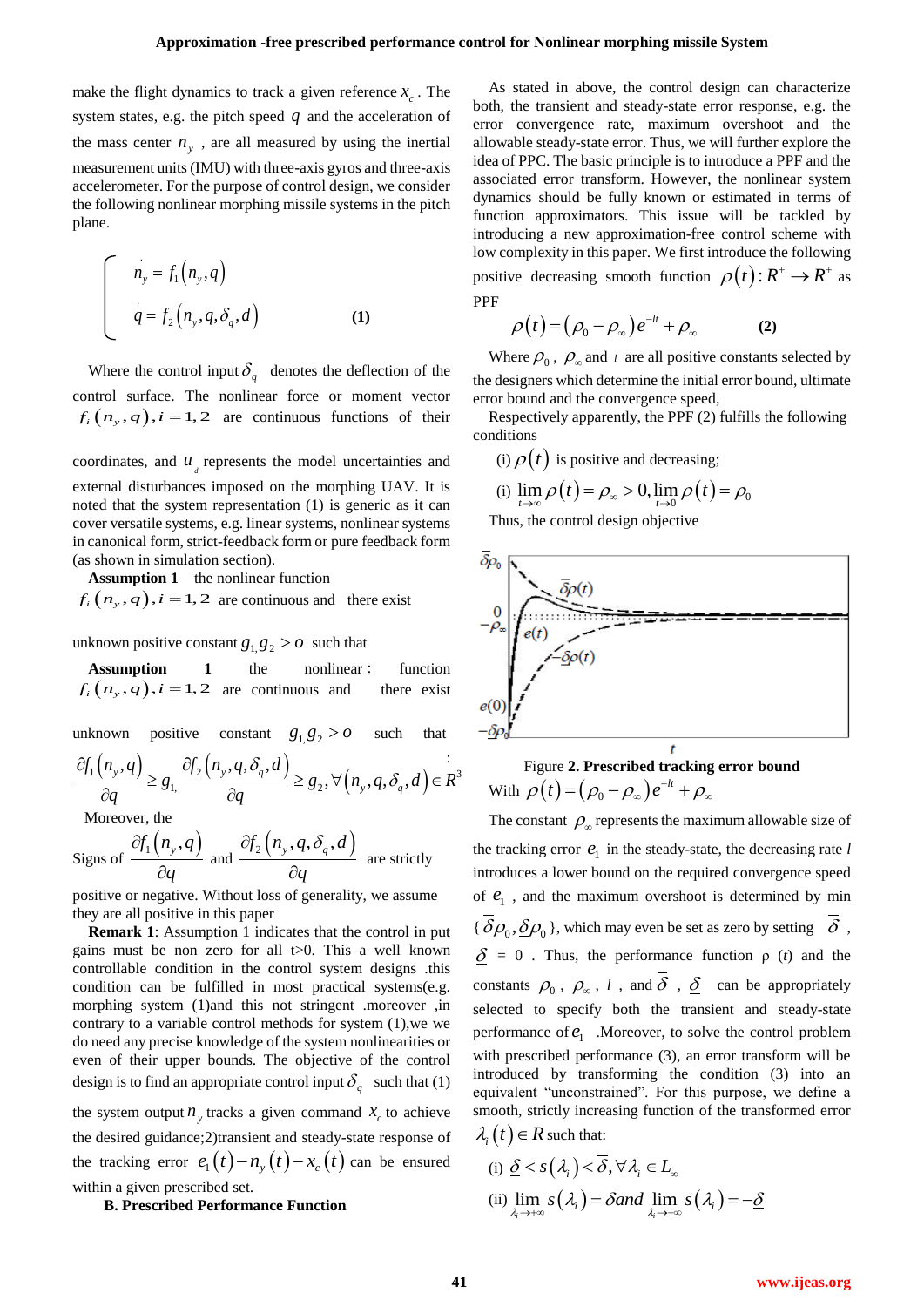make the flight dynamics to track a given reference $x_c$. The system states, e.g. the pitch speed $q$ and the acceleration of the mass center $n_y$, are all measured by using the inertial measurement units (IMU) with three-axis gyros and three-axis accelerometer. For the purpose of control design, we consider the following nonlinear morphing missile systems in the pitch plane.

$$\begin{cases} \dot{n}_y = f_1(n_y, q) \\ \dot{q} = f_2(n_y, q, \delta_q, d) \end{cases} \quad \textbf{(1)}$$

Where the control input $\delta_q$ denotes the deflection of the control surface. The nonlinear force or moment vector $f_i(n_y, q), i = 1, 2$ are continuous functions of their coordinates, and $u_d$ represents the model uncertainties and external disturbances imposed on the morphing UAV. It is noted that the system representation (1) is generic as it can cover versatile systems, e.g. linear systems, nonlinear systems in canonical form, strict-feedback form or pure feedback form (as shown in simulation section).

**Assumption 1** the nonlinear function $f_i(n_y, q), i = 1, 2$ are continuous and there exist unknown positive constant $g_1, g_2 > o$ such that

**Assumption 1** the nonlinear: function $f_i(n_y, q), i = 1, 2$ are continuous and there exist unknown positive constant $g_1, g_2 > o$ such that

$$\frac{\partial f_1(n_y, q)}{\partial q} \geq g_1, \frac{\partial f_2(n_y, q, \delta_q, d)}{\partial q} \geq g_2, \forall (n_y, q, \delta_q, d) \in R^3$$

Moreover, the Signs of $\frac{\partial f_1(n_y, q)}{\partial q}$ and $\frac{\partial f_2(n_y, q, \delta_q, d)}{\partial q}$ are strictly positive or negative. Without loss of generality, we assume they are all positive in this paper

**Remark 1**: Assumption 1 indicates that the control in put gains must be non zero for all t>0. This a well known controllable condition in the control system designs .this condition can be fulfilled in most practical systems(e.g. morphing system (1)and this not stringent .moreover ,in contrary to a variable control methods for system (1),we we do need any precise knowledge of the system nonlinearities or even of their upper bounds. The objective of the control design is to find an appropriate control input $\delta_q$ such that (1) the system output $n_y$ tracks a given command $x_c$ to achieve the desired guidance;2)transient and steady-state response of the tracking error $e_1(t) - n_y(t) - x_c(t)$ can be ensured within a given prescribed set.

### B. Prescribed Performance Function

As stated in above, the control design can characterize both, the transient and steady-state error response, e.g. the error convergence rate, maximum overshoot and the allowable steady-state error. Thus, we will further explore the idea of PPC. The basic principle is to introduce a PPF and the associated error transform. However, the nonlinear system dynamics should be fully known or estimated in terms of function approximators. This issue will be tackled by introducing a new approximation-free control scheme with low complexity in this paper. We first introduce the following positive decreasing smooth function $\rho(t): R^+ \to R^+$ as PPF

$$\rho(t) = (\rho_0 - \rho_\infty)e^{-lt} + \rho_\infty \quad \textbf{(2)}$$

Where $\rho_0$, $\rho_\infty$ and $l$ are all positive constants selected by the designers which determine the initial error bound, ultimate error bound and the convergence speed,

Respectively apparently, the PPF (2) fulfills the following conditions

(i) $\rho(t)$ is positive and decreasing;

(i) $\lim_{t\to\infty} \rho(t) = \rho_\infty > 0, \lim_{t\to 0} \rho(t) = \rho_0$

Thus, the control design objective

Figure **2. Prescribed tracking error bound**

With $\rho(t) = (\rho_0 - \rho_\infty)e^{-lt} + \rho_\infty$

The constant $\rho_\infty$ represents the maximum allowable size of the tracking error $e_1$ in the steady-state, the decreasing rate $l$ introduces a lower bound on the required convergence speed of $e_1$, and the maximum overshoot is determined by min $\{\bar{\delta}\rho_0, \underline{\delta}\rho_0\}$, which may even be set as zero by setting $\bar{\delta}$, $\underline{\delta} = 0$. Thus, the performance function ρ (*t*) and the constants $\rho_0$, $\rho_\infty$, $l$, and $\bar{\delta}$, $\underline{\delta}$ can be appropriately selected to specify both the transient and steady-state performance of $e_1$ .Moreover, to solve the control problem with prescribed performance (3), an error transform will be introduced by transforming the condition (3) into an equivalent "unconstrained". For this purpose, we define a smooth, strictly increasing function of the transformed error $\lambda_i(t) \in R$ such that:

(i) $\underline{\delta} < s(\lambda_i) < \bar{\delta}, \forall \lambda_i \in L_\infty$

(ii) $\lim_{\lambda_i\to+\infty} s(\lambda_i) = \bar{\delta}$ and $\lim_{\lambda_i\to-\infty} s(\lambda_i) = -\underline{\delta}$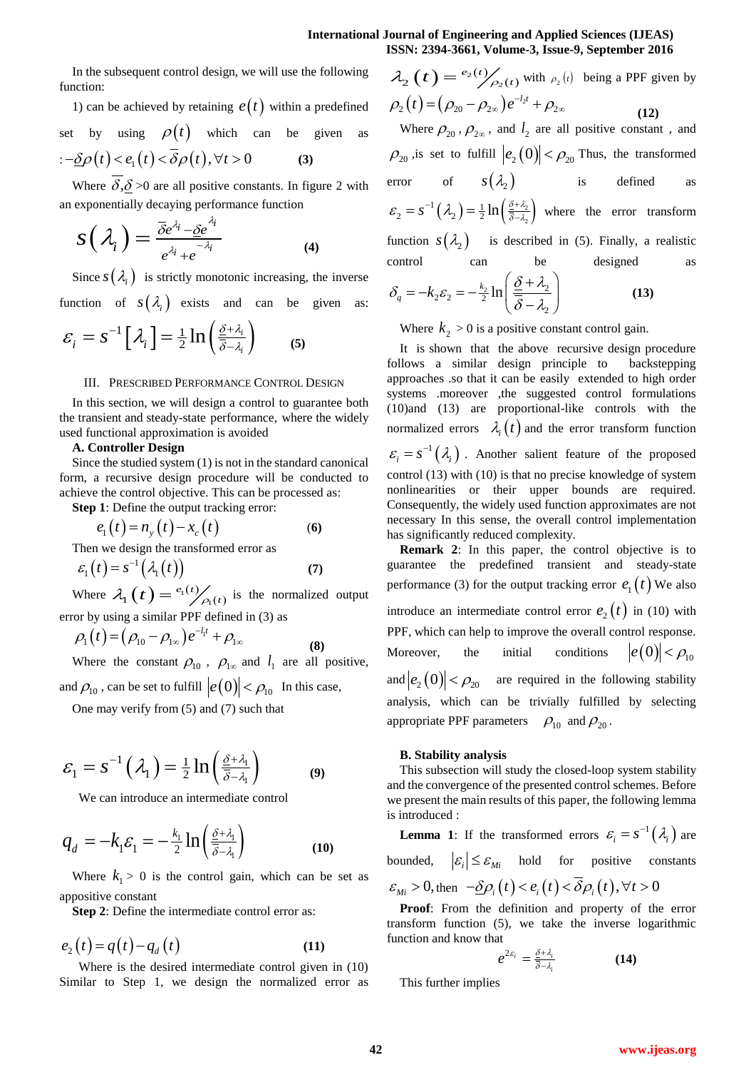In the subsequent control design, we will use the following function:

1) can be achieved by retaining $e(t)$ within a predefined set by using $\rho(t)$ which can be given as $:-\underline{\delta}\rho(t) < e_1(t) < \overline{\delta}\rho(t), \forall t > 0$ **(3)**

Where $\overline{\delta}, \underline{\delta}$ >0 are all positive constants. In figure 2 with an exponentially decaying performance function

$$s(\lambda_i) = \frac{\overline{\delta}e^{\lambda_i} - \underline{\delta}e^{\lambda_i}}{e^{\lambda_i} + e^{-\lambda_i}} \quad \textbf{(4)}$$

Since $s(\lambda_i)$ is strictly monotonic increasing, the inverse function of $s(\lambda_i)$ exists and can be given as:

$$\varepsilon_i = s^{-1}[\lambda_i] = \tfrac{1}{2}\ln\left(\tfrac{\underline{\delta}+\lambda_i}{\overline{\delta}-\lambda_i}\right) \quad \textbf{(5)}$$

## III. Prescribed Performance Control Design

In this section, we will design a control to guarantee both the transient and steady-state performance, where the widely used functional approximation is avoided

### A. Controller Design

Since the studied system (1) is not in the standard canonical form, a recursive design procedure will be conducted to achieve the control objective. This can be processed as:

**Step 1**: Define the output tracking error:

$$e_1(t) = n_y(t) - x_c(t) \quad \textbf{(6)}$$

Then we design the transformed error as

$$\varepsilon_1(t) = s^{-1}(\lambda_1(t)) \quad \textbf{(7)}$$

Where $\lambda_1(t) = {}^{e_1(t)}\!/_{\rho_1(t)}$ is the normalized output error by using a similar PPF defined in (3) as

$$\rho_1(t) = (\rho_{10} - \rho_{1\infty})e^{-l_1 t} + \rho_{1\infty} \quad \textbf{(8)}$$

Where the constant $\rho_{10}$ , $\rho_{1\infty}$ and $l_1$ are all positive, and $\rho_{10}$ , can be set to fulfill $|e(0)| < \rho_{10}$ In this case,

One may verify from (5) and (7) such that

$$\varepsilon_1 = s^{-1}(\lambda_1) = \tfrac{1}{2}\ln\left(\tfrac{\underline{\delta}+\lambda_1}{\overline{\delta}-\lambda_1}\right) \quad \textbf{(9)}$$

We can introduce an intermediate control

$$q_d = -k_1\varepsilon_1 = -\tfrac{k_1}{2}\ln\left(\tfrac{\underline{\delta}+\lambda_1}{\overline{\delta}-\lambda_1}\right) \quad \textbf{(10)}$$

Where $k_1$ > 0 is the control gain, which can be set as appositive constant

**Step 2**: Define the intermediate control error as:

$$e_2(t) = q(t) - q_d(t) \quad \textbf{(11)}$$

Where is the desired intermediate control given in (10) Similar to Step 1, we design the normalized error as $\lambda_2(t) = {}^{e_2(t)}\!/_{\rho_2(t)}$ with $\rho_2(t)$ being a PPF given by

$$\rho_2(t) = (\rho_{20} - \rho_{2\infty})e^{-l_2 t} + \rho_{2\infty} \quad \textbf{(12)}$$

Where $\rho_{20}$ , $\rho_{2\infty}$ , and $l_2$ are all positive constant , and $\rho_{20}$ ,is set to fulfill $|e_2(0)| < \rho_{20}$ Thus, the transformed error of $s(\lambda_2)$ is defined as $\varepsilon_2 = s^{-1}(\lambda_2) = \tfrac{1}{2}\ln\left(\tfrac{\underline{\delta}+\lambda_2}{\overline{\delta}-\lambda_2}\right)$ where the error transform function $s(\lambda_2)$ is described in (5). Finally, a realistic control can be designed as

$$\delta_q = -k_2\varepsilon_2 = -\tfrac{k_2}{2}\ln\left(\frac{\underline{\delta}+\lambda_2}{\overline{\delta}-\lambda_2}\right) \quad \textbf{(13)}$$

Where $k_2$ > 0 is a positive constant control gain.

It is shown that the above recursive design procedure follows a similar design principle to backstepping approaches .so that it can be easily extended to high order systems .moreover ,the suggested control formulations (10)and (13) are proportional-like controls with the normalized errors $\lambda_i(t)$ and the error transform function $\varepsilon_i = s^{-1}(\lambda_i)$ . Another salient feature of the proposed control (13) with (10) is that no precise knowledge of system nonlinearities or their upper bounds are required. Consequently, the widely used function approximates are not necessary In this sense, the overall control implementation has significantly reduced complexity.

**Remark 2**: In this paper, the control objective is to guarantee the predefined transient and steady-state performance (3) for the output tracking error $e_1(t)$ We also introduce an intermediate control error $e_2(t)$ in (10) with PPF, which can help to improve the overall control response. Moreover, the initial conditions $|e(0)| < \rho_{10}$ and $|e_2(0)| < \rho_{20}$ are required in the following stability analysis, which can be trivially fulfilled by selecting appropriate PPF parameters $\rho_{10}$ and $\rho_{20}$ .

### B. Stability analysis

This subsection will study the closed-loop system stability and the convergence of the presented control schemes. Before we present the main results of this paper, the following lemma is introduced :

**Lemma 1**: If the transformed errors $\varepsilon_i = s^{-1}(\lambda_i)$ are bounded, $|\varepsilon_i| \le \varepsilon_{Mi}$ hold for positive constants $\varepsilon_{Mi} > 0$, then $-\underline{\delta}\rho_i(t) < e_i(t) < \overline{\delta}\rho_i(t), \forall t > 0$

**Proof**: From the definition and property of the error transform function (5), we take the inverse logarithmic function and know that

$$e^{2\varepsilon_i} = \tfrac{\underline{\delta}+\lambda_1}{\overline{\delta}-\lambda_i} \quad \textbf{(14)}$$

This further implies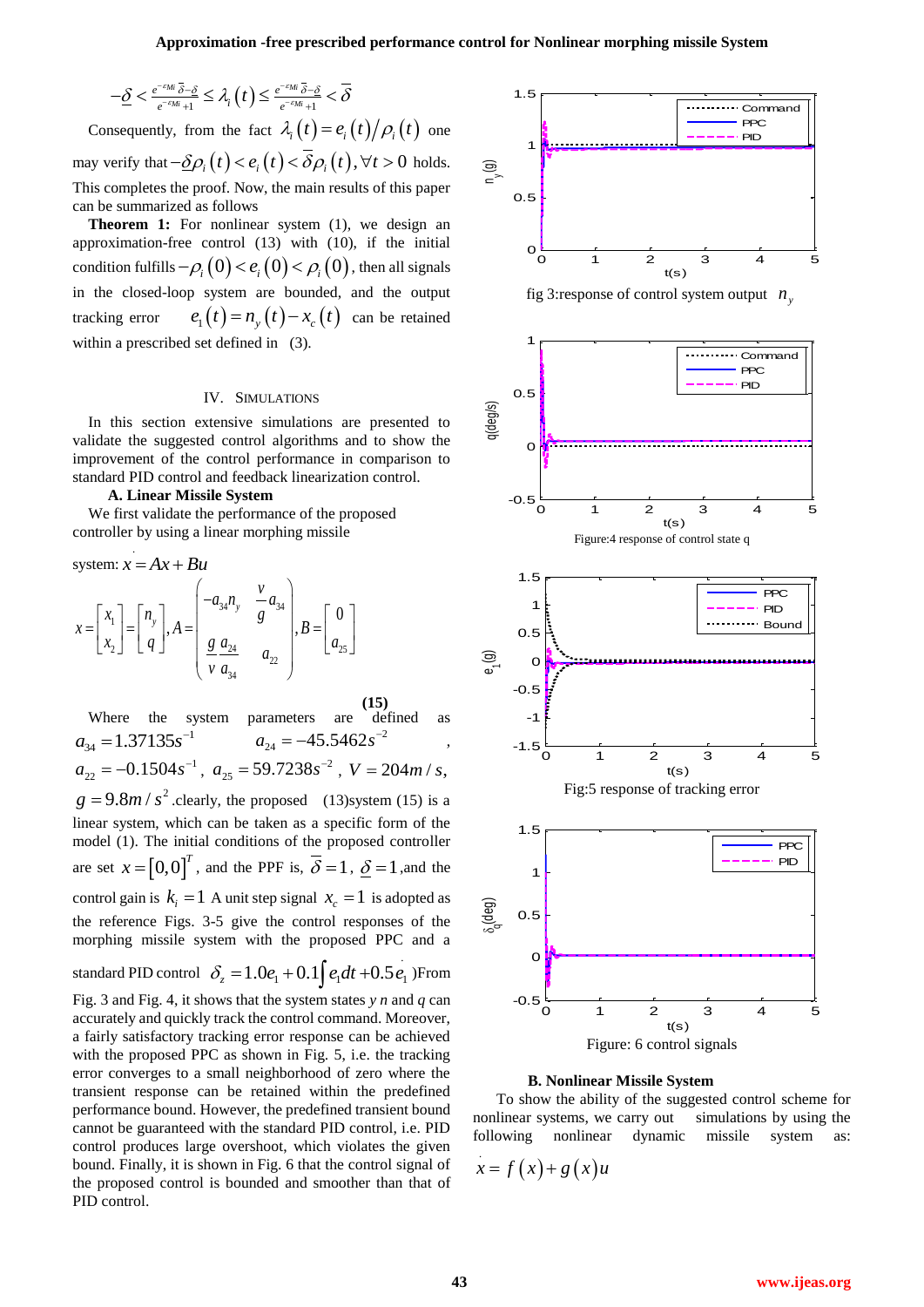$$-\underline{\delta} < \frac{e^{-\varepsilon_{Mi}}\overline{\delta} - \underline{\delta}}{e^{-\varepsilon_{Mi}} + 1} \le \lambda_i(t) \le \frac{e^{-\varepsilon_{Mi}}\overline{\delta} - \underline{\delta}}{e^{-\varepsilon_{Mi}} + 1} < \overline{\delta}$$

Consequently, from the fact $\lambda_i(t) = e_i(t)/\rho_i(t)$ one may verify that $-\underline{\delta}\rho_i(t) < e_i(t) < \overline{\delta}\rho_i(t), \forall t > 0$ holds. This completes the proof. Now, the main results of this paper can be summarized as follows

**Theorem 1:** For nonlinear system (1), we design an approximation-free control (13) with (10), if the initial condition fulfills $-\rho_i(0) < e_i(0) < \rho_i(0)$, then all signals in the closed-loop system are bounded, and the output tracking error $e_1(t) = n_y(t) - x_c(t)$ can be retained within a prescribed set defined in (3).

## IV. Simulations

In this section extensive simulations are presented to validate the suggested control algorithms and to show the improvement of the control performance in comparison to standard PID control and feedback linearization control.

### A. Linear Missile System

We first validate the performance of the proposed controller by using a linear morphing missile

system: $\dot{x} = Ax + Bu$

$$x = \begin{bmatrix} x_1 \\ x_2 \end{bmatrix} = \begin{bmatrix} n_y \\ q \end{bmatrix}, A = \begin{pmatrix} -a_{34}n_y & \frac{v}{g}a_{34} \\ \frac{g}{v}\frac{a_{24}}{a_{34}} & a_{22} \end{pmatrix}, B = \begin{bmatrix} 0 \\ a_{25} \end{bmatrix} \quad \textbf{(15)}$$

Where the system parameters are defined as $a_{34} = 1.37135 s^{-1}$, $a_{24} = -45.5462 s^{-2}$, $a_{22} = -0.1504 s^{-1}$, $a_{25} = 59.7238 s^{-2}$, $V = 204 m/s$, $g = 9.8 m/s^2$ .clearly, the proposed (13)system (15) is a linear system, which can be taken as a specific form of the model (1). The initial conditions of the proposed controller are set $x = [0, 0]^T$, and the PPF is, $\overline{\delta} = 1$, $\underline{\delta} = 1$,and the control gain is $k_i = 1$ A unit step signal $x_c = 1$ is adopted as the reference Figs. 3-5 give the control responses of the morphing missile system with the proposed PPC and a standard PID control $\delta_z = 1.0e_1 + 0.1\int e_1 dt + 0.5\dot{e}_1$ )From Fig. 3 and Fig. 4, it shows that the system states *y n* and *q* can accurately and quickly track the control command. Moreover, a fairly satisfactory tracking error response can be achieved with the proposed PPC as shown in Fig. 5, i.e. the tracking error converges to a small neighborhood of zero where the transient response can be retained within the predefined performance bound. However, the predefined transient bound cannot be guaranteed with the standard PID control, i.e. PID control produces large overshoot, which violates the given bound. Finally, it is shown in Fig. 6 that the control signal of the proposed control is bounded and smoother than that of PID control.

fig 3:response of control system output $n_y$

Figure:4 response of control state q

Fig:5 response of tracking error

Figure: 6 control signals

### B. Nonlinear Missile System

To show the ability of the suggested control scheme for nonlinear systems, we carry out simulations by using the following nonlinear dynamic missile system as:

$$\dot{x} = f(x) + g(x)u$$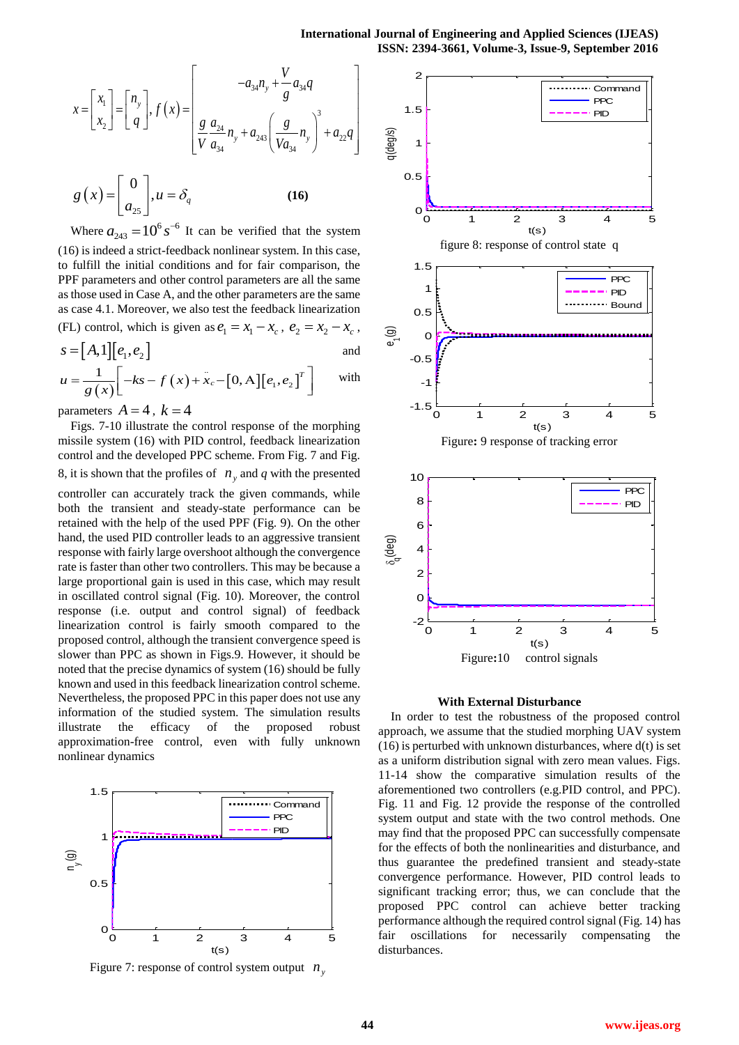$$x = \begin{bmatrix} x_1 \\ x_2 \end{bmatrix} = \begin{bmatrix} n_y \\ q \end{bmatrix}, f(x) = \begin{bmatrix} -a_{34}n_y + \frac{V}{g}a_{34}q \\ \frac{g}{V}\frac{a_{24}}{a_{34}}n_y + a_{243}\left(\frac{g}{Va_{34}}n_y\right)^3 + a_{22}q \end{bmatrix}$$

$$g(x) = \begin{bmatrix} 0 \\ a_{25} \end{bmatrix}, u = \delta_q \qquad \textbf{(16)}$$

Where $a_{243} = 10^6 s^{-6}$ It can be verified that the system (16) is indeed a strict-feedback nonlinear system. In this case, to fulfill the initial conditions and for fair comparison, the PPF parameters and other control parameters are all the same as those used in Case A, and the other parameters are the same as case 4.1. Moreover, we also test the feedback linearization (FL) control, which is given as $e_1 = x_1 - x_c$, $e_2 = x_2 - x_c$, $s = [A,1][e_1, e_2]$ and $u = \frac{1}{g(x)}\left[-ks - f(x) + \ddot{x}_c - [0, \text{A}][e_1, e_2]^T\right]$ with parameters $A = 4$, $k = 4$

Figs. 7-10 illustrate the control response of the morphing missile system (16) with PID control, feedback linearization control and the developed PPC scheme. From Fig. 7 and Fig. 8, it is shown that the profiles of $n_y$ and $q$ with the presented controller can accurately track the given commands, while both the transient and steady-state performance can be retained with the help of the used PPF (Fig. 9). On the other hand, the used PID controller leads to an aggressive transient response with fairly large overshoot although the convergence rate is faster than other two controllers. This may be because a large proportional gain is used in this case, which may result in oscillated control signal (Fig. 10). Moreover, the control response (i.e. output and control signal) of feedback linearization control is fairly smooth compared to the proposed control, although the transient convergence speed is slower than PPC as shown in Figs.9. However, it should be noted that the precise dynamics of system (16) should be fully known and used in this feedback linearization control scheme. Nevertheless, the proposed PPC in this paper does not use any information of the studied system. The simulation results illustrate the efficacy of the proposed robust approximation-free control, even with fully unknown nonlinear dynamics

Figure 7: response of control system output $n_y$

figure 8: response of control state q

Figure: 9 response of tracking error

Figure:10 control signals

**With External Disturbance**

In order to test the robustness of the proposed control approach, we assume that the studied morphing UAV system (16) is perturbed with unknown disturbances, where d(t) is set as a uniform distribution signal with zero mean values. Figs. 11-14 show the comparative simulation results of the aforementioned two controllers (e.g.PID control, and PPC). Fig. 11 and Fig. 12 provide the response of the controlled system output and state with the two control methods. One may find that the proposed PPC can successfully compensate for the effects of both the nonlinearities and disturbance, and thus guarantee the predefined transient and steady-state convergence performance. However, PID control leads to significant tracking error; thus, we can conclude that the proposed PPC control can achieve better tracking performance although the required control signal (Fig. 14) has fair oscillations for necessarily compensating the disturbances.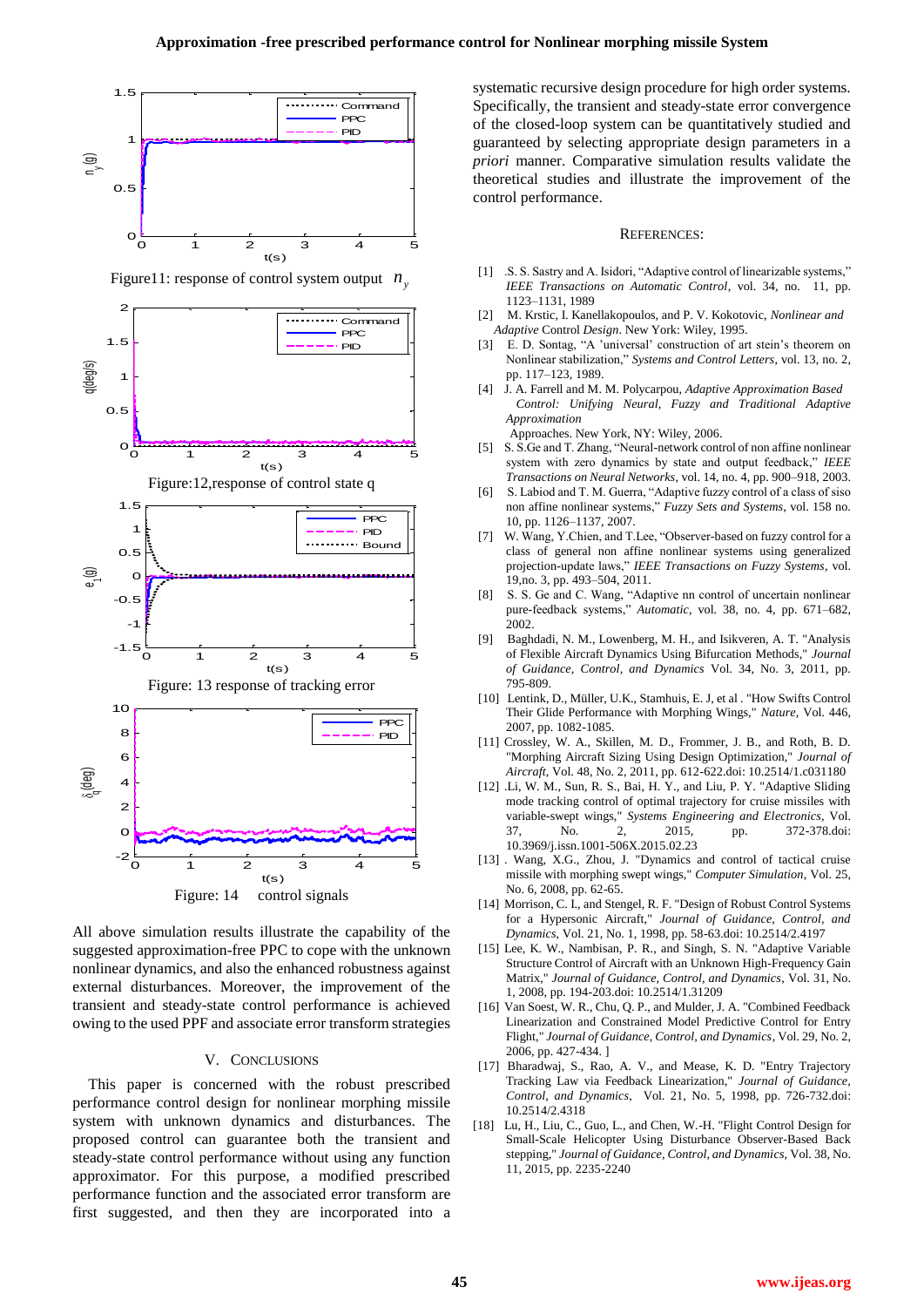1.5

Command

PPC

PID

1

$n_y$(g)

0.5

0

0 1 2 3 4 5

t(s)

Figure11: response of control system output $n_y$

2

Command

PPC

PID

1.5

q(deg/s)

1

0.5

0

0 1 2 3 4 5

t(s)

Figure:12,response of control state q

1.5

PPC

PID

Bound

1

0.5

$e_1$(g)

0

-0.5

-1

-1.5

0 1 2 3 4 5

t(s)

Figure: 13 response of tracking error

10

PPC

PID

8

6

$\delta_q$(deg)

4

2

0

-2

0 1 2 3 4 5

t(s)

Figure: 14 control signals

All above simulation results illustrate the capability of the suggested approximation-free PPC to cope with the unknown nonlinear dynamics, and also the enhanced robustness against external disturbances. Moreover, the improvement of the transient and steady-state control performance is achieved owing to the used PPF and associate error transform strategies

## V. Conclusions

This paper is concerned with the robust prescribed performance control design for nonlinear morphing missile system with unknown dynamics and disturbances. The proposed control can guarantee both the transient and steady-state control performance without using any function approximator. For this purpose, a modified prescribed performance function and the associated error transform are first suggested, and then they are incorporated into a systematic recursive design procedure for high order systems. Specifically, the transient and steady-state error convergence of the closed-loop system can be quantitatively studied and guaranteed by selecting appropriate design parameters in a *priori* manner. Comparative simulation results validate the theoretical studies and illustrate the improvement of the control performance.

## References:

[1] .S. S. Sastry and A. Isidori, "Adaptive control of linearizable systems," *IEEE Transactions on Automatic Control*, vol. 34, no. 11, pp. 1123–1131, 1989

[2] M. Krstic, I. Kanellakopoulos, and P. V. Kokotovic, *Nonlinear and Adaptive* Control *Design*. New York: Wiley, 1995.

[3] E. D. Sontag, "A 'universal' construction of art stein's theorem on Nonlinear stabilization," *Systems and Control Letters*, vol. 13, no. 2, pp. 117–123, 1989.

[4] J. A. Farrell and M. M. Polycarpou, *Adaptive Approximation Based Control: Unifying Neural, Fuzzy and Traditional Adaptive Approximation* Approaches. New York, NY: Wiley, 2006.

[5] S. S.Ge and T. Zhang, "Neural-network control of non affine nonlinear system with zero dynamics by state and output feedback," *IEEE Transactions on Neural Networks*, vol. 14, no. 4, pp. 900–918, 2003.

[6] S. Labiod and T. M. Guerra, "Adaptive fuzzy control of a class of siso non affine nonlinear systems," *Fuzzy Sets and Systems*, vol. 158 no. 10, pp. 1126–1137, 2007.

[7] W. Wang, Y.Chien, and T.Lee, "Observer-based on fuzzy control for a class of general non affine nonlinear systems using generalized projection-update laws," *IEEE Transactions on Fuzzy Systems*, vol. 19,no. 3, pp. 493–504, 2011.

[8] S. S. Ge and C. Wang, "Adaptive nn control of uncertain nonlinear pure-feedback systems," *Automatic*, vol. 38, no. 4, pp. 671–682, 2002.

[9] Baghdadi, N. M., Lowenberg, M. H., and Isikveren, A. T. "Analysis of Flexible Aircraft Dynamics Using Bifurcation Methods," *Journal of Guidance, Control, and Dynamics* Vol. 34, No. 3, 2011, pp. 795-809.

[10] Lentink, D., Müller, U.K., Stamhuis, E. J, et al . "How Swifts Control Their Glide Performance with Morphing Wings," *Nature*, Vol. 446, 2007, pp. 1082-1085.

[11] Crossley, W. A., Skillen, M. D., Frommer, J. B., and Roth, B. D. "Morphing Aircraft Sizing Using Design Optimization," *Journal of Aircraft*, Vol. 48, No. 2, 2011, pp. 612-622.doi: 10.2514/1.c031180

[12] .Li, W. M., Sun, R. S., Bai, H. Y., and Liu, P. Y. "Adaptive Sliding mode tracking control of optimal trajectory for cruise missiles with variable-swept wings," *Systems Engineering and Electronics*, Vol. 37, No. 2, 2015, pp. 372-378.doi: 10.3969/j.issn.1001-506X.2015.02.23

[13] . Wang, X.G., Zhou, J. "Dynamics and control of tactical cruise missile with morphing swept wings," *Computer Simulation*, Vol. 25, No. 6, 2008, pp. 62-65.

[14] Morrison, C. I., and Stengel, R. F. "Design of Robust Control Systems for a Hypersonic Aircraft," *Journal of Guidance, Control, and Dynamics*, Vol. 21, No. 1, 1998, pp. 58-63.doi: 10.2514/2.4197

[15] Lee, K. W., Nambisan, P. R., and Singh, S. N. "Adaptive Variable Structure Control of Aircraft with an Unknown High-Frequency Gain Matrix," *Journal of Guidance, Control, and Dynamics*, Vol. 31, No. 1, 2008, pp. 194-203.doi: 10.2514/1.31209

[16] Van Soest, W. R., Chu, Q. P., and Mulder, J. A. "Combined Feedback Linearization and Constrained Model Predictive Control for Entry Flight," *Journal of Guidance, Control, and Dynamics*, Vol. 29, No. 2, 2006, pp. 427-434. ]

[17] Bharadwaj, S., Rao, A. V., and Mease, K. D. "Entry Trajectory Tracking Law via Feedback Linearization," *Journal of Guidance, Control, and Dynamics*, Vol. 21, No. 5, 1998, pp. 726-732.doi: 10.2514/2.4318

[18] Lu, H., Liu, C., Guo, L., and Chen, W.-H. "Flight Control Design for Small-Scale Helicopter Using Disturbance Observer-Based Back stepping," *Journal of Guidance, Control, and Dynamics*, Vol. 38, No. 11, 2015, pp. 2235-2240